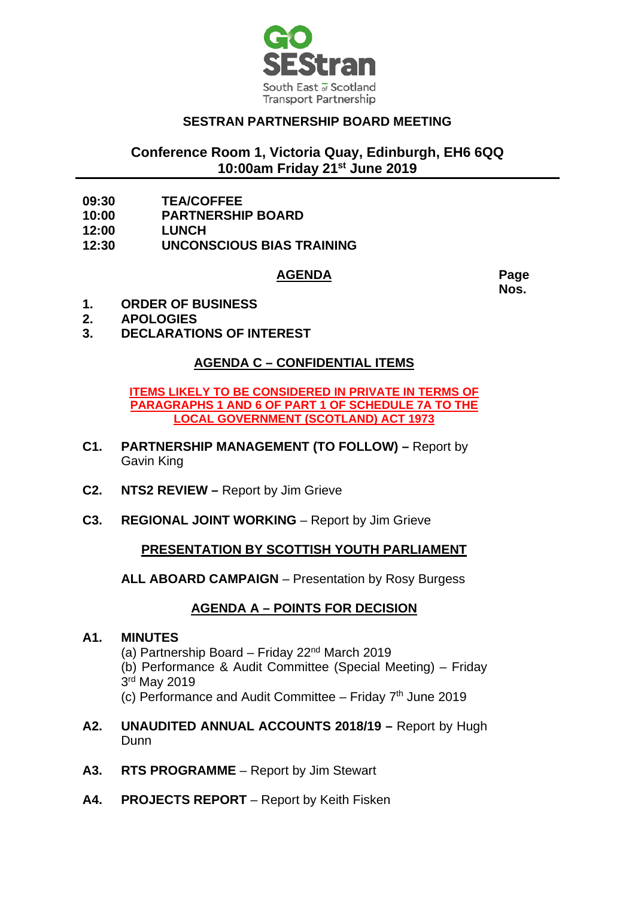GO SEStran

South East of Scotland Transport Partnership

## SESTRAN PARTNERSHIP BOARD MEETING

### Conference Room 1, Victoria Quay, Edinburgh, EH6 6QQ
### 10:00am Friday 21st June 2019

---

**09:30** **TEA/COFFEE**
**10:00** **PARTNERSHIP BOARD**
**12:00** **LUNCH**
**12:30** **UNCONSCIOUS BIAS TRAINING**

## AGENDA

**Page Nos.**

1. **ORDER OF BUSINESS**
2. **APOLOGIES**
3. **DECLARATIONS OF INTEREST**

### AGENDA C – CONFIDENTIAL ITEMS

**ITEMS LIKELY TO BE CONSIDERED IN PRIVATE IN TERMS OF PARAGRAPHS 1 AND 6 OF PART 1 OF SCHEDULE 7A TO THE LOCAL GOVERNMENT (SCOTLAND) ACT 1973**

**C1.** **PARTNERSHIP MANAGEMENT (TO FOLLOW) –** Report by Gavin King

**C2.** **NTS2 REVIEW –** Report by Jim Grieve

**C3.** **REGIONAL JOINT WORKING** – Report by Jim Grieve

### PRESENTATION BY SCOTTISH YOUTH PARLIAMENT

**ALL ABOARD CAMPAIGN** – Presentation by Rosy Burgess

### AGENDA A – POINTS FOR DECISION

**A1.** **MINUTES**
(a) Partnership Board – Friday 22nd March 2019
(b) Performance & Audit Committee (Special Meeting) – Friday 3rd May 2019
(c) Performance and Audit Committee – Friday 7th June 2019

**A2.** **UNAUDITED ANNUAL ACCOUNTS 2018/19 –** Report by Hugh Dunn

**A3.** **RTS PROGRAMME** – Report by Jim Stewart

**A4.** **PROJECTS REPORT** – Report by Keith Fisken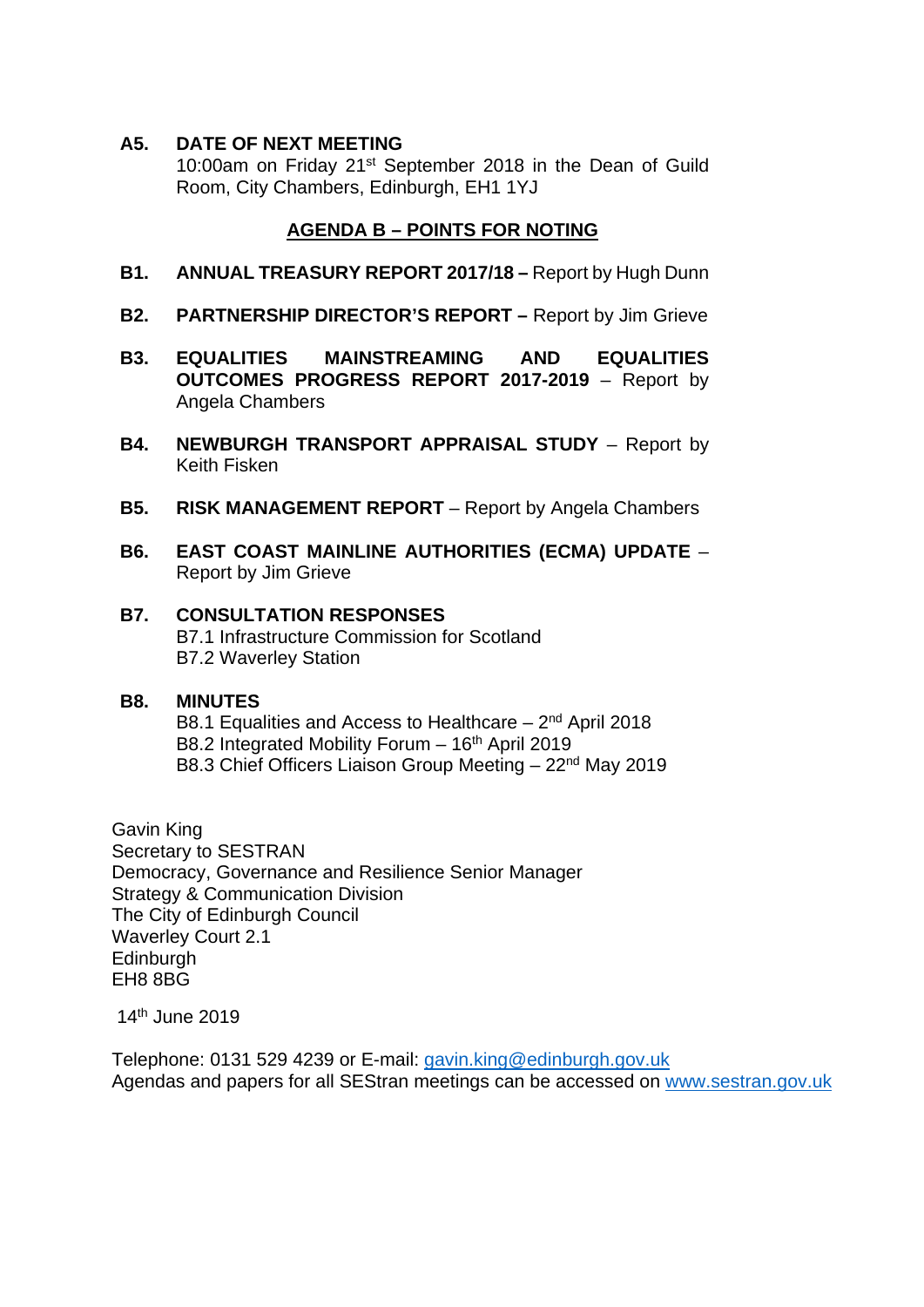**A5. DATE OF NEXT MEETING**
10:00am on Friday 21st September 2018 in the Dean of Guild Room, City Chambers, Edinburgh, EH1 1YJ

## AGENDA B – POINTS FOR NOTING

**B1. ANNUAL TREASURY REPORT 2017/18 –** Report by Hugh Dunn

**B2. PARTNERSHIP DIRECTOR'S REPORT –** Report by Jim Grieve

**B3. EQUALITIES MAINSTREAMING AND EQUALITIES OUTCOMES PROGRESS REPORT 2017-2019** – Report by Angela Chambers

**B4. NEWBURGH TRANSPORT APPRAISAL STUDY** – Report by Keith Fisken

**B5. RISK MANAGEMENT REPORT** – Report by Angela Chambers

**B6. EAST COAST MAINLINE AUTHORITIES (ECMA) UPDATE** – Report by Jim Grieve

**B7. CONSULTATION RESPONSES**
B7.1 Infrastructure Commission for Scotland
B7.2 Waverley Station

**B8. MINUTES**
B8.1 Equalities and Access to Healthcare – 2nd April 2018
B8.2 Integrated Mobility Forum – 16th April 2019
B8.3 Chief Officers Liaison Group Meeting – 22nd May 2019

Gavin King
Secretary to SESTRAN
Democracy, Governance and Resilience Senior Manager
Strategy & Communication Division
The City of Edinburgh Council
Waverley Court 2.1
Edinburgh
EH8 8BG

14th June 2019

Telephone: 0131 529 4239 or E-mail: gavin.king@edinburgh.gov.uk
Agendas and papers for all SEStran meetings can be accessed on www.sestran.gov.uk